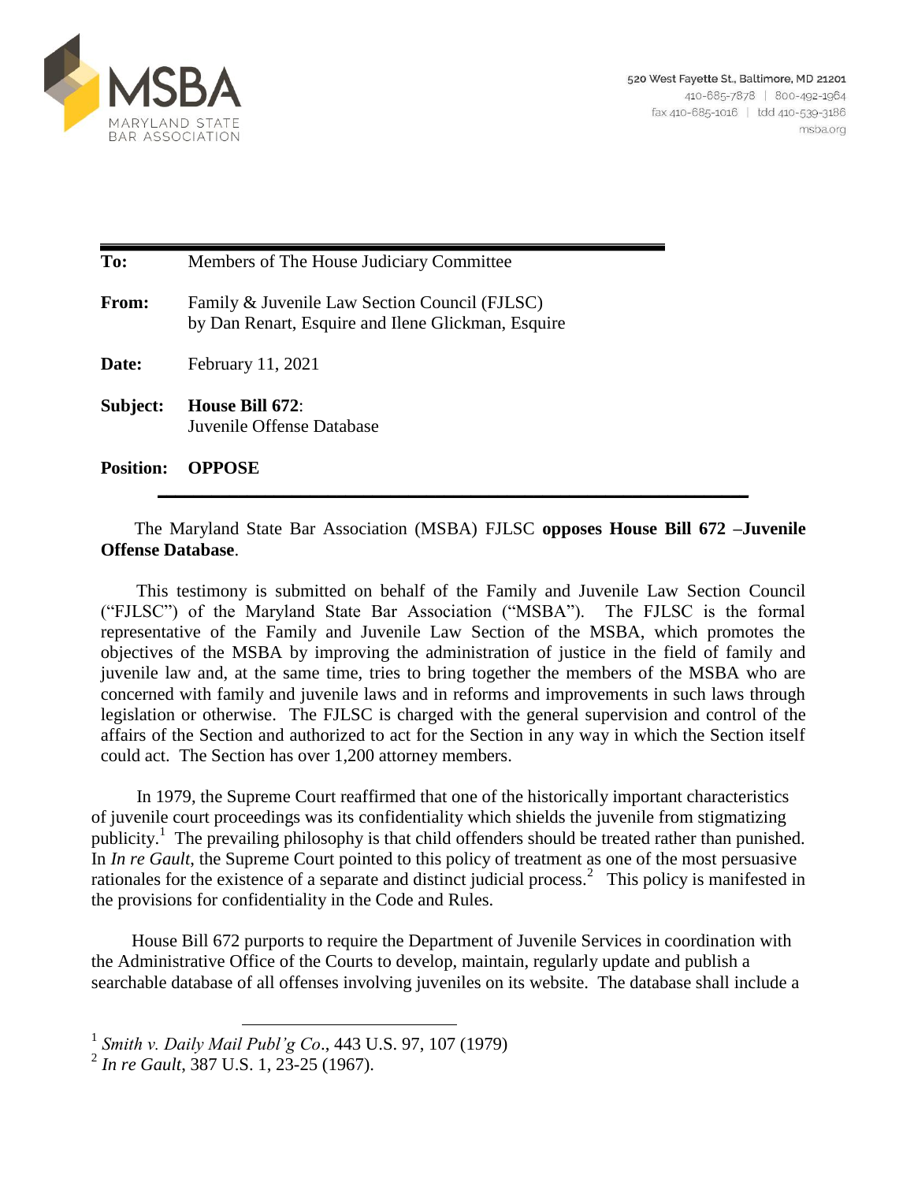MSBA
MARYLAND STATE
BAR ASSOCIATION

520 West Fayette St., Baltimore, MD 21201
410-685-7878 | 800-492-1964
fax 410-685-1016 | tdd 410-539-3186
msba.org

---

**To:** Members of The House Judiciary Committee

**From:** Family & Juvenile Law Section Council (FJLSC)
by Dan Renart, Esquire and Ilene Glickman, Esquire

**Date:** February 11, 2021

**Subject:** **House Bill 672**:
Juvenile Offense Database

**Position:** **OPPOSE**

---

The Maryland State Bar Association (MSBA) FJLSC **opposes House Bill 672 –Juvenile Offense Database**.

This testimony is submitted on behalf of the Family and Juvenile Law Section Council ("FJLSC") of the Maryland State Bar Association ("MSBA"). The FJLSC is the formal representative of the Family and Juvenile Law Section of the MSBA, which promotes the objectives of the MSBA by improving the administration of justice in the field of family and juvenile law and, at the same time, tries to bring together the members of the MSBA who are concerned with family and juvenile laws and in reforms and improvements in such laws through legislation or otherwise. The FJLSC is charged with the general supervision and control of the affairs of the Section and authorized to act for the Section in any way in which the Section itself could act. The Section has over 1,200 attorney members.

In 1979, the Supreme Court reaffirmed that one of the historically important characteristics of juvenile court proceedings was its confidentiality which shields the juvenile from stigmatizing publicity.[1] The prevailing philosophy is that child offenders should be treated rather than punished. In *In re Gault*, the Supreme Court pointed to this policy of treatment as one of the most persuasive rationales for the existence of a separate and distinct judicial process.[2] This policy is manifested in the provisions for confidentiality in the Code and Rules.

House Bill 672 purports to require the Department of Juvenile Services in coordination with the Administrative Office of the Courts to develop, maintain, regularly update and publish a searchable database of all offenses involving juveniles on its website. The database shall include a

---

[1] *Smith v. Daily Mail Publ'g Co*., 443 U.S. 97, 107 (1979)

[2] *In re Gault*, 387 U.S. 1, 23-25 (1967).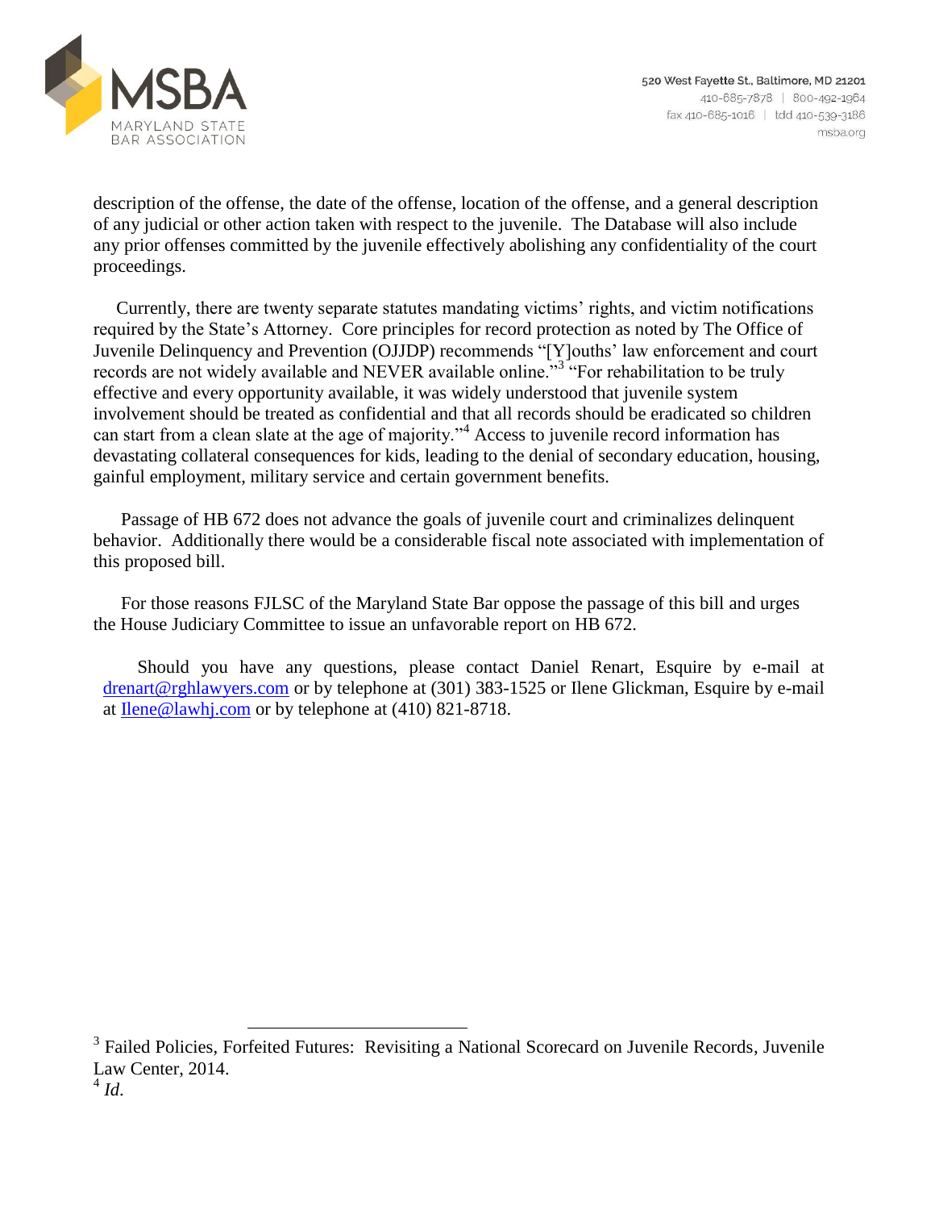description of the offense, the date of the offense, location of the offense, and a general description of any judicial or other action taken with respect to the juvenile. The Database will also include any prior offenses committed by the juvenile effectively abolishing any confidentiality of the court proceedings.

Currently, there are twenty separate statutes mandating victims' rights, and victim notifications required by the State's Attorney. Core principles for record protection as noted by The Office of Juvenile Delinquency and Prevention (OJJDP) recommends "[Y]ouths' law enforcement and court records are not widely available and NEVER available online."[3] "For rehabilitation to be truly effective and every opportunity available, it was widely understood that juvenile system involvement should be treated as confidential and that all records should be eradicated so children can start from a clean slate at the age of majority."[4] Access to juvenile record information has devastating collateral consequences for kids, leading to the denial of secondary education, housing, gainful employment, military service and certain government benefits.

Passage of HB 672 does not advance the goals of juvenile court and criminalizes delinquent behavior. Additionally there would be a considerable fiscal note associated with implementation of this proposed bill.

For those reasons FJLSC of the Maryland State Bar oppose the passage of this bill and urges the House Judiciary Committee to issue an unfavorable report on HB 672.

Should you have any questions, please contact Daniel Renart, Esquire by e-mail at drenart@rghlawyers.com or by telephone at (301) 383-1525 or Ilene Glickman, Esquire by e-mail at Ilene@lawhj.com or by telephone at (410) 821-8718.

---

[3] Failed Policies, Forfeited Futures: Revisiting a National Scorecard on Juvenile Records, Juvenile Law Center, 2014.

[4] *Id*.